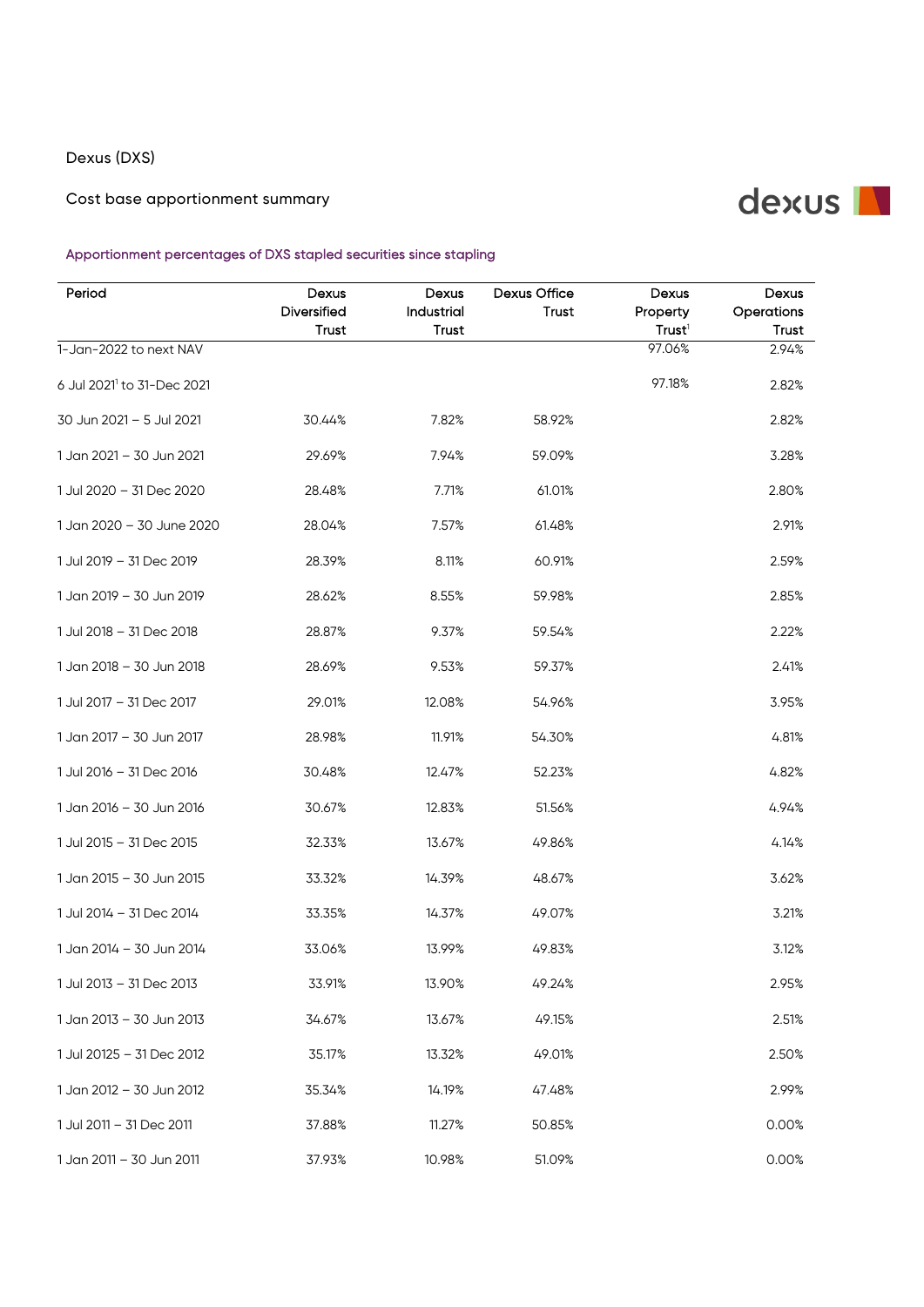Dexus (DXS)

Cost base apportionment summary

Apportionment percentages of DXS stapled securities since stapling

| Period | Dexus Diversified Trust | Dexus Industrial Trust | Dexus Office Trust | Dexus Property Trust[1] | Dexus Operations Trust |
|---|---|---|---|---|---|
| 1-Jan-2022 to next NAV | | | | 97.06% | 2.94% |
| 6 Jul 2021[1] to 31-Dec 2021 | | | | 97.18% | 2.82% |
| 30 Jun 2021 – 5 Jul 2021 | 30.44% | 7.82% | 58.92% | | 2.82% |
| 1 Jan 2021 – 30 Jun 2021 | 29.69% | 7.94% | 59.09% | | 3.28% |
| 1 Jul 2020 – 31 Dec 2020 | 28.48% | 7.71% | 61.01% | | 2.80% |
| 1 Jan 2020 – 30 June 2020 | 28.04% | 7.57% | 61.48% | | 2.91% |
| 1 Jul 2019 – 31 Dec 2019 | 28.39% | 8.11% | 60.91% | | 2.59% |
| 1 Jan 2019 – 30 Jun 2019 | 28.62% | 8.55% | 59.98% | | 2.85% |
| 1 Jul 2018 – 31 Dec 2018 | 28.87% | 9.37% | 59.54% | | 2.22% |
| 1 Jan 2018 – 30 Jun 2018 | 28.69% | 9.53% | 59.37% | | 2.41% |
| 1 Jul 2017 – 31 Dec 2017 | 29.01% | 12.08% | 54.96% | | 3.95% |
| 1 Jan 2017 – 30 Jun 2017 | 28.98% | 11.91% | 54.30% | | 4.81% |
| 1 Jul 2016 – 31 Dec 2016 | 30.48% | 12.47% | 52.23% | | 4.82% |
| 1 Jan 2016 – 30 Jun 2016 | 30.67% | 12.83% | 51.56% | | 4.94% |
| 1 Jul 2015 – 31 Dec 2015 | 32.33% | 13.67% | 49.86% | | 4.14% |
| 1 Jan 2015 – 30 Jun 2015 | 33.32% | 14.39% | 48.67% | | 3.62% |
| 1 Jul 2014 – 31 Dec 2014 | 33.35% | 14.37% | 49.07% | | 3.21% |
| 1 Jan 2014 – 30 Jun 2014 | 33.06% | 13.99% | 49.83% | | 3.12% |
| 1 Jul 2013 – 31 Dec 2013 | 33.91% | 13.90% | 49.24% | | 2.95% |
| 1 Jan 2013 – 30 Jun 2013 | 34.67% | 13.67% | 49.15% | | 2.51% |
| 1 Jul 20125 – 31 Dec 2012 | 35.17% | 13.32% | 49.01% | | 2.50% |
| 1 Jan 2012 – 30 Jun 2012 | 35.34% | 14.19% | 47.48% | | 2.99% |
| 1 Jul 2011 – 31 Dec 2011 | 37.88% | 11.27% | 50.85% | | 0.00% |
| 1 Jan 2011 – 30 Jun 2011 | 37.93% | 10.98% | 51.09% | | 0.00% |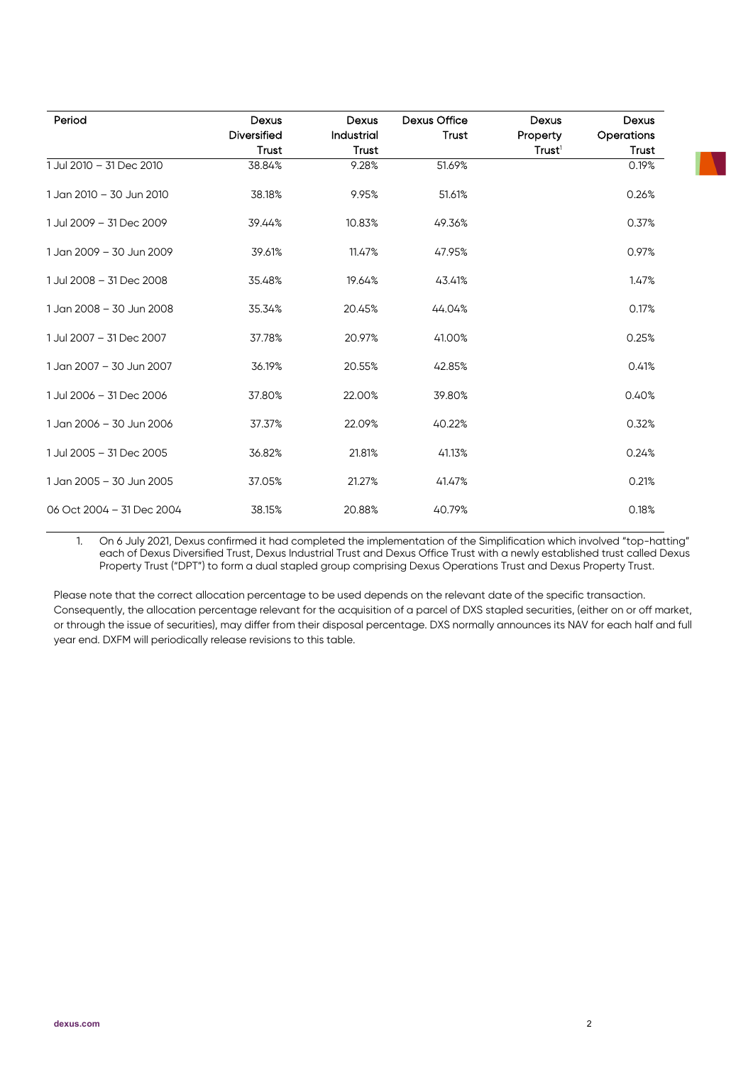| Period | Dexus Diversified Trust | Dexus Industrial Trust | Dexus Office Trust | Dexus Property Trust[1] | Dexus Operations Trust |
|---|---|---|---|---|---|
| 1 Jul 2010 – 31 Dec 2010 | 38.84% | 9.28% | 51.69% | | 0.19% |
| 1 Jan 2010 – 30 Jun 2010 | 38.18% | 9.95% | 51.61% | | 0.26% |
| 1 Jul 2009 – 31 Dec 2009 | 39.44% | 10.83% | 49.36% | | 0.37% |
| 1 Jan 2009 – 30 Jun 2009 | 39.61% | 11.47% | 47.95% | | 0.97% |
| 1 Jul 2008 – 31 Dec 2008 | 35.48% | 19.64% | 43.41% | | 1.47% |
| 1 Jan 2008 – 30 Jun 2008 | 35.34% | 20.45% | 44.04% | | 0.17% |
| 1 Jul 2007 – 31 Dec 2007 | 37.78% | 20.97% | 41.00% | | 0.25% |
| 1 Jan 2007 – 30 Jun 2007 | 36.19% | 20.55% | 42.85% | | 0.41% |
| 1 Jul 2006 – 31 Dec 2006 | 37.80% | 22.00% | 39.80% | | 0.40% |
| 1 Jan 2006 – 30 Jun 2006 | 37.37% | 22.09% | 40.22% | | 0.32% |
| 1 Jul 2005 – 31 Dec 2005 | 36.82% | 21.81% | 41.13% | | 0.24% |
| 1 Jan 2005 – 30 Jun 2005 | 37.05% | 21.27% | 41.47% | | 0.21% |
| 06 Oct 2004 – 31 Dec 2004 | 38.15% | 20.88% | 40.79% | | 0.18% |

1. On 6 July 2021, Dexus confirmed it had completed the implementation of the Simplification which involved "top-hatting" each of Dexus Diversified Trust, Dexus Industrial Trust and Dexus Office Trust with a newly established trust called Dexus Property Trust ("DPT") to form a dual stapled group comprising Dexus Operations Trust and Dexus Property Trust.

Please note that the correct allocation percentage to be used depends on the relevant date of the specific transaction. Consequently, the allocation percentage relevant for the acquisition of a parcel of DXS stapled securities, (either on or off market, or through the issue of securities), may differ from their disposal percentage. DXS normally announces its NAV for each half and full year end. DXFM will periodically release revisions to this table.